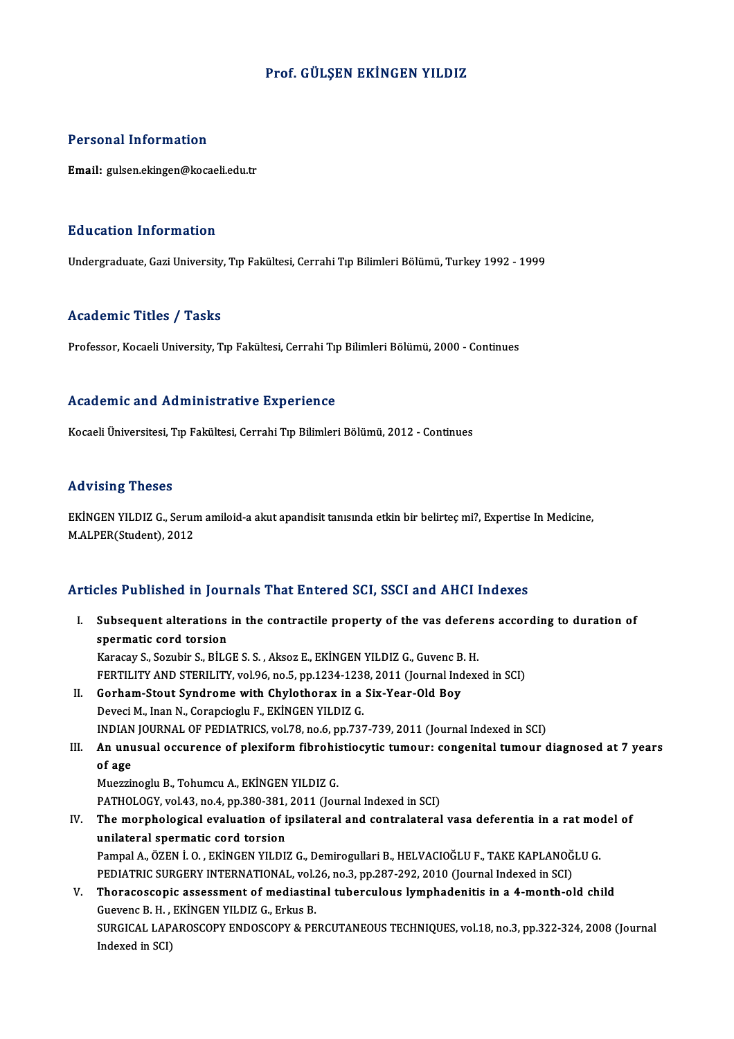# Prof. GÜLŞEN EKİNGEN YILDIZ

## Personal Information

**Email:** gulsen.ekingen@kocaeli.edu.tr

## Education Information

Undergraduate, Gazi University, Tıp Fakültesi, Cerrahi Tıp Bilimleri Bölümü, Turkey 1992 - 1999

## Academic Titles / Tasks

Professor, Kocaeli University, Tıp Fakültesi, Cerrahi Tıp Bilimleri Bölümü, 2000 - Continues

## Academic and Administrative Experience

Kocaeli Üniversitesi, Tıp Fakültesi, Cerrahi Tıp Bilimleri Bölümü, 2012 - Continues

## Advising Theses

EKİNGEN YILDIZ G., Serum amiloid-a akut apandisit tanısında etkin bir belirteç mi?, Expertise In Medicine, M.ALPER(Student), 2012

## Articles Published in Journals That Entered SCI, SSCI and AHCI Indexes

I. **Subsequent alterations in the contractile property of the vas deferens according to duration of spermatic cord torsion**
   Karacay S., Sozubir S., BİLGE S. S. , Aksoz E., EKİNGEN YILDIZ G., Guvenc B. H.
   FERTILITY AND STERILITY, vol.96, no.5, pp.1234-1238, 2011 (Journal Indexed in SCI)
II. **Gorham-Stout Syndrome with Chylothorax in a Six-Year-Old Boy**
   Deveci M., Inan N., Corapcioglu F., EKİNGEN YILDIZ G.
   INDIAN JOURNAL OF PEDIATRICS, vol.78, no.6, pp.737-739, 2011 (Journal Indexed in SCI)
III. **An unusual occurence of plexiform fibrohistiocytic tumour: congenital tumour diagnosed at 7 years of age**
   Muezzinoglu B., Tohumcu A., EKİNGEN YILDIZ G.
   PATHOLOGY, vol.43, no.4, pp.380-381, 2011 (Journal Indexed in SCI)
IV. **The morphological evaluation of ipsilateral and contralateral vasa deferentia in a rat model of unilateral spermatic cord torsion**
   Pampal A., ÖZEN İ. O. , EKİNGEN YILDIZ G., Demirogullari B., HELVACIOĞLU F., TAKE KAPLANOĞLU G.
   PEDIATRIC SURGERY INTERNATIONAL, vol.26, no.3, pp.287-292, 2010 (Journal Indexed in SCI)
V. **Thoracoscopic assessment of mediastinal tuberculous lymphadenitis in a 4-month-old child**
   Guevenc B. H. , EKİNGEN YILDIZ G., Erkus B.
   SURGICAL LAPAROSCOPY ENDOSCOPY & PERCUTANEOUS TECHNIQUES, vol.18, no.3, pp.322-324, 2008 (Journal Indexed in SCI)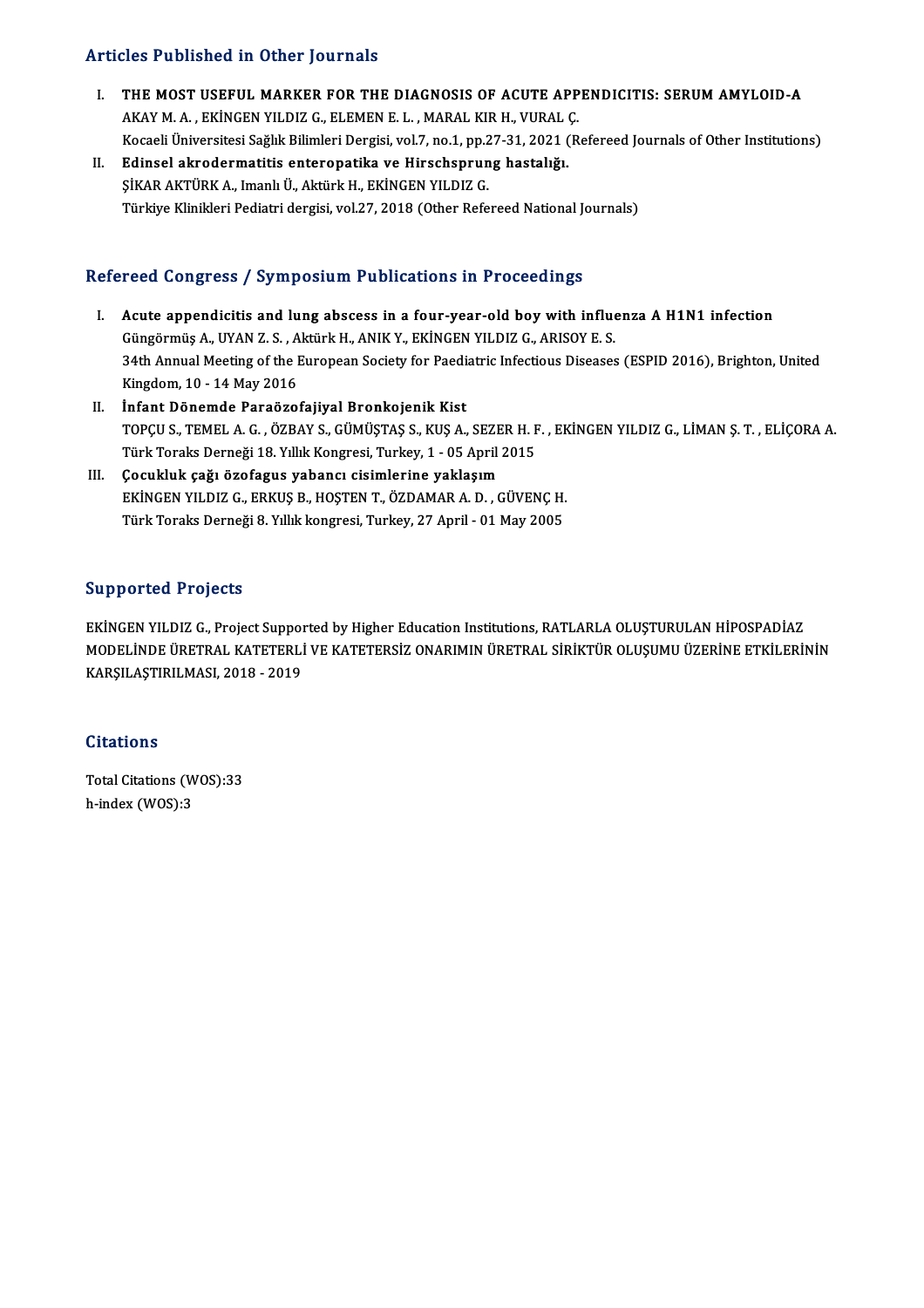## Articles Published in Other Journals

I. **THE MOST USEFUL MARKER FOR THE DIAGNOSIS OF ACUTE APPENDICITIS: SERUM AMYLOID-A**
   AKAY M. A. , EKİNGEN YILDIZ G., ELEMEN E. L. , MARAL KIR H., VURAL Ç.
   Kocaeli Üniversitesi Sağlık Bilimleri Dergisi, vol.7, no.1, pp.27-31, 2021 (Refereed Journals of Other Institutions)

II. **Edinsel akrodermatitis enteropatika ve Hirschsprung hastalığı.**
   ŞİKAR AKTÜRK A., Imanlı Ü., Aktürk H., EKİNGEN YILDIZ G.
   Türkiye Klinikleri Pediatri dergisi, vol.27, 2018 (Other Refereed National Journals)

## Refereed Congress / Symposium Publications in Proceedings

I. **Acute appendicitis and lung abscess in a four-year-old boy with influenza A H1N1 infection**
   Güngörmüş A., UYAN Z. S. , Aktürk H., ANIK Y., EKİNGEN YILDIZ G., ARISOY E. S.
   34th Annual Meeting of the European Society for Paediatric Infectious Diseases (ESPID 2016), Brighton, United Kingdom, 10 - 14 May 2016

II. **İnfant Dönemde Paraözofajiyal Bronkojenik Kist**
   TOPÇU S., TEMEL A. G. , ÖZBAY S., GÜMÜŞTAŞ S., KUŞ A., SEZER H. F. , EKİNGEN YILDIZ G., LİMAN Ş. T. , ELİÇORA A.
   Türk Toraks Derneği 18. Yıllık Kongresi, Turkey, 1 - 05 April 2015

III. **Çocukluk çağı özofagus yabancı cisimlerine yaklaşım**
   EKİNGEN YILDIZ G., ERKUŞ B., HOŞTEN T., ÖZDAMAR A. D. , GÜVENÇ H.
   Türk Toraks Derneği 8. Yıllık kongresi, Turkey, 27 April - 01 May 2005

## Supported Projects

EKİNGEN YILDIZ G., Project Supported by Higher Education Institutions, RATLARLA OLUŞTURULAN HİPOSPADİAZ MODELİNDE ÜRETRAL KATETERLİ VE KATETERSİZ ONARIMIN ÜRETRAL SİRİKTÜR OLUŞUMU ÜZERİNE ETKİLERİNİN KARŞILAŞTIRILMASI, 2018 - 2019

## Citations

Total Citations (WOS):33
h-index (WOS):3